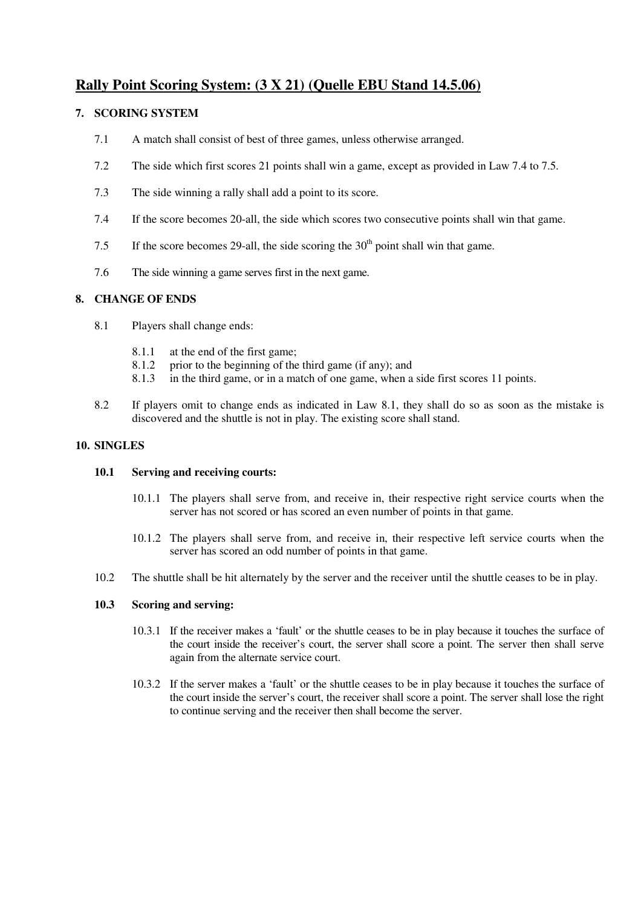# Rally Point Scoring System: (3 X 21) (Quelle EBU Stand 14.5.06)

## 7. SCORING SYSTEM

7.1 A match shall consist of best of three games, unless otherwise arranged.

7.2 The side which first scores 21 points shall win a game, except as provided in Law 7.4 to 7.5.

7.3 The side winning a rally shall add a point to its score.

7.4 If the score becomes 20-all, the side which scores two consecutive points shall win that game.

7.5 If the score becomes 29-all, the side scoring the 30th point shall win that game.

7.6 The side winning a game serves first in the next game.

## 8. CHANGE OF ENDS

8.1 Players shall change ends:

- 8.1.1 at the end of the first game;
- 8.1.2 prior to the beginning of the third game (if any); and
- 8.1.3 in the third game, or in a match of one game, when a side first scores 11 points.

8.2 If players omit to change ends as indicated in Law 8.1, they shall do so as soon as the mistake is discovered and the shuttle is not in play. The existing score shall stand.

## 10. SINGLES

### 10.1 Serving and receiving courts:

10.1.1 The players shall serve from, and receive in, their respective right service courts when the server has not scored or has scored an even number of points in that game.

10.1.2 The players shall serve from, and receive in, their respective left service courts when the server has scored an odd number of points in that game.

10.2 The shuttle shall be hit alternately by the server and the receiver until the shuttle ceases to be in play.

### 10.3 Scoring and serving:

10.3.1 If the receiver makes a 'fault' or the shuttle ceases to be in play because it touches the surface of the court inside the receiver's court, the server shall score a point. The server then shall serve again from the alternate service court.

10.3.2 If the server makes a 'fault' or the shuttle ceases to be in play because it touches the surface of the court inside the server's court, the receiver shall score a point. The server shall lose the right to continue serving and the receiver then shall become the server.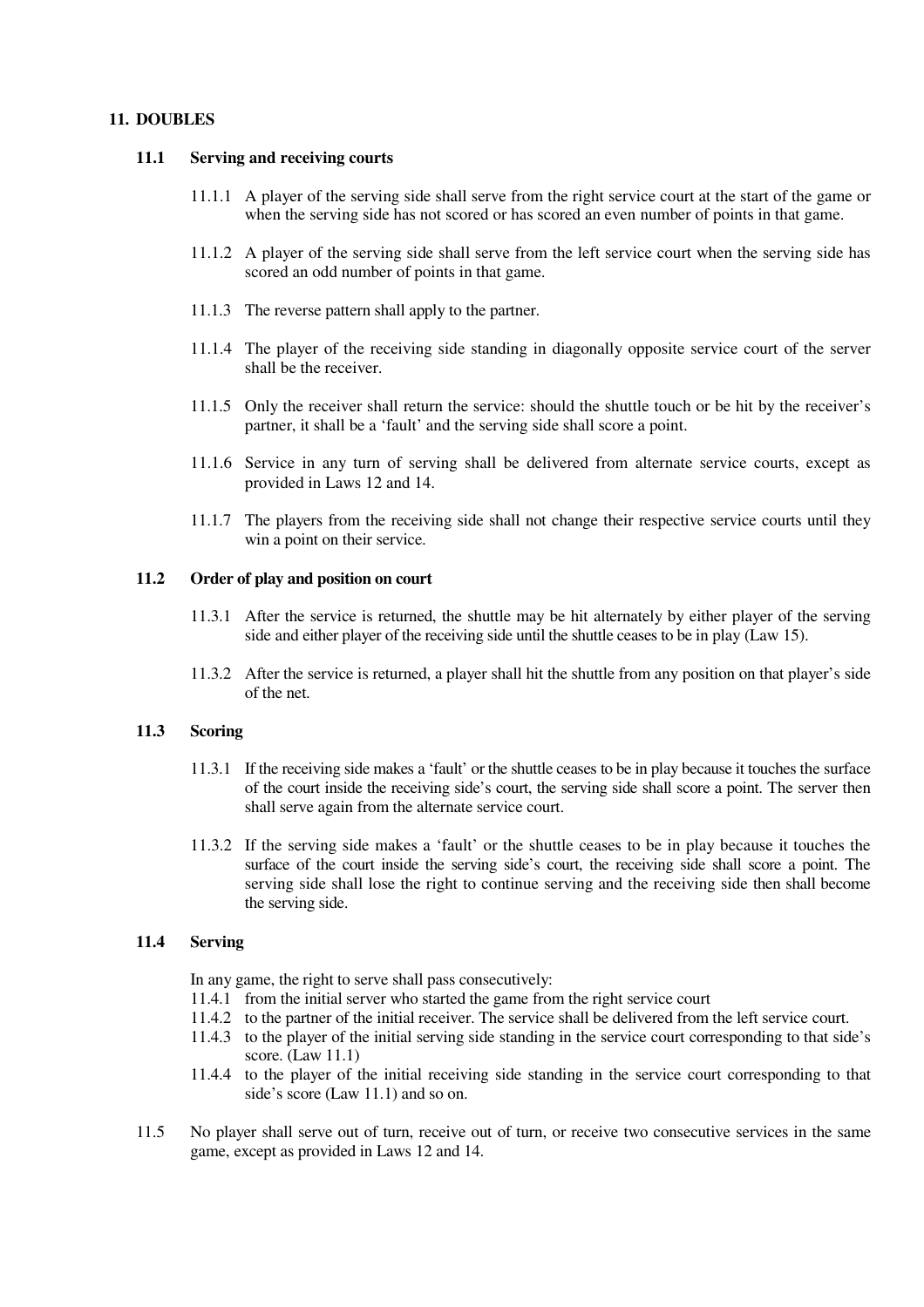## 11. DOUBLES

### 11.1 Serving and receiving courts

11.1.1 A player of the serving side shall serve from the right service court at the start of the game or when the serving side has not scored or has scored an even number of points in that game.

11.1.2 A player of the serving side shall serve from the left service court when the serving side has scored an odd number of points in that game.

11.1.3 The reverse pattern shall apply to the partner.

11.1.4 The player of the receiving side standing in diagonally opposite service court of the server shall be the receiver.

11.1.5 Only the receiver shall return the service: should the shuttle touch or be hit by the receiver's partner, it shall be a 'fault' and the serving side shall score a point.

11.1.6 Service in any turn of serving shall be delivered from alternate service courts, except as provided in Laws 12 and 14.

11.1.7 The players from the receiving side shall not change their respective service courts until they win a point on their service.

### 11.2 Order of play and position on court

11.3.1 After the service is returned, the shuttle may be hit alternately by either player of the serving side and either player of the receiving side until the shuttle ceases to be in play (Law 15).

11.3.2 After the service is returned, a player shall hit the shuttle from any position on that player's side of the net.

### 11.3 Scoring

11.3.1 If the receiving side makes a 'fault' or the shuttle ceases to be in play because it touches the surface of the court inside the receiving side's court, the serving side shall score a point. The server then shall serve again from the alternate service court.

11.3.2 If the serving side makes a 'fault' or the shuttle ceases to be in play because it touches the surface of the court inside the serving side's court, the receiving side shall score a point. The serving side shall lose the right to continue serving and the receiving side then shall become the serving side.

### 11.4 Serving

In any game, the right to serve shall pass consecutively:

11.4.1 from the initial server who started the game from the right service court

11.4.2 to the partner of the initial receiver. The service shall be delivered from the left service court.

11.4.3 to the player of the initial serving side standing in the service court corresponding to that side's score. (Law 11.1)

11.4.4 to the player of the initial receiving side standing in the service court corresponding to that side's score (Law 11.1) and so on.

11.5 No player shall serve out of turn, receive out of turn, or receive two consecutive services in the same game, except as provided in Laws 12 and 14.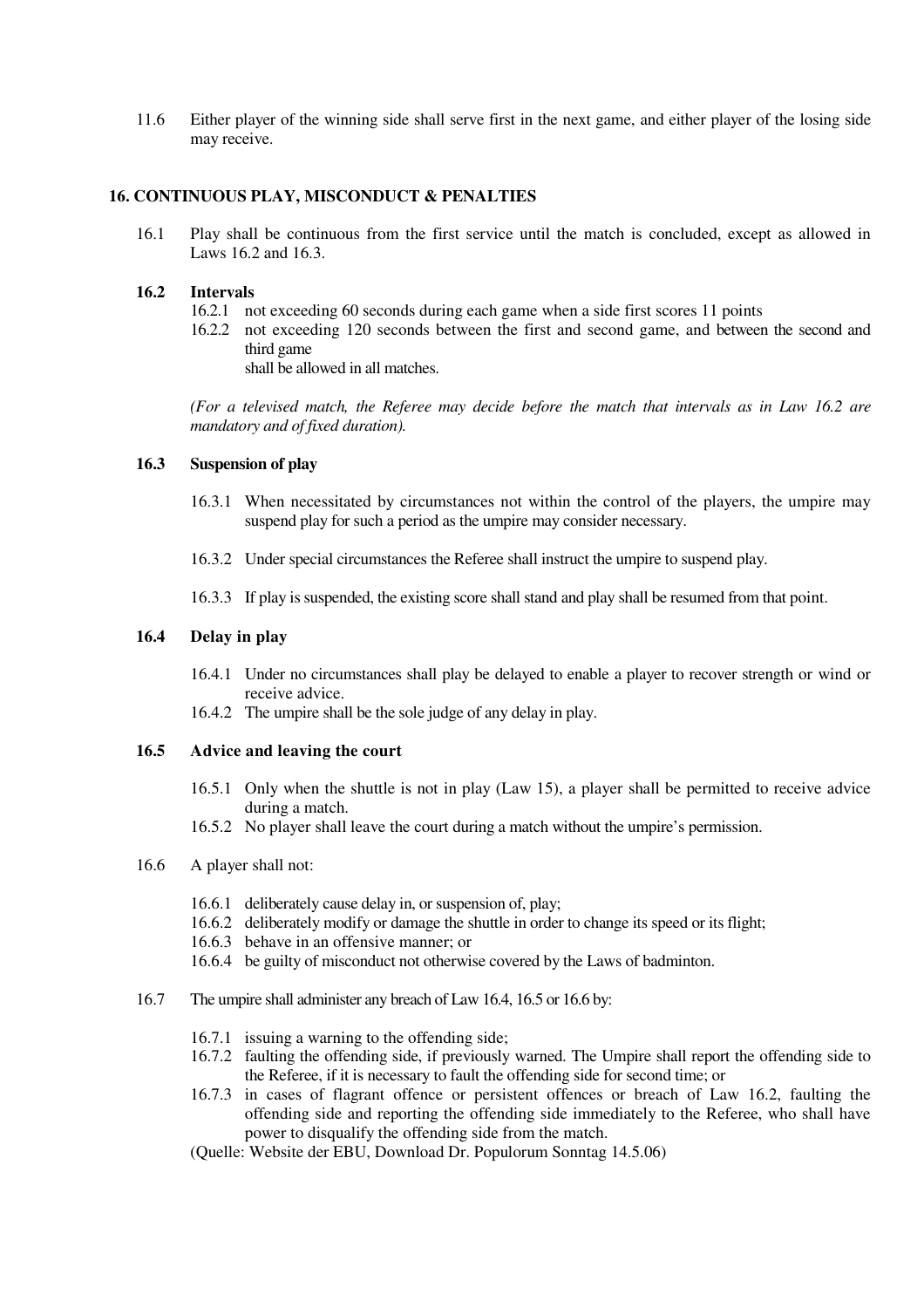11.6 Either player of the winning side shall serve first in the next game, and either player of the losing side may receive.

## 16. CONTINUOUS PLAY, MISCONDUCT & PENALTIES

16.1 Play shall be continuous from the first service until the match is concluded, except as allowed in Laws 16.2 and 16.3.

### 16.2 Intervals

16.2.1 not exceeding 60 seconds during each game when a side first scores 11 points

16.2.2 not exceeding 120 seconds between the first and second game, and between the second and third game

shall be allowed in all matches.

*(For a televised match, the Referee may decide before the match that intervals as in Law 16.2 are mandatory and of fixed duration).*

### 16.3 Suspension of play

16.3.1 When necessitated by circumstances not within the control of the players, the umpire may suspend play for such a period as the umpire may consider necessary.

16.3.2 Under special circumstances the Referee shall instruct the umpire to suspend play.

16.3.3 If play is suspended, the existing score shall stand and play shall be resumed from that point.

### 16.4 Delay in play

16.4.1 Under no circumstances shall play be delayed to enable a player to recover strength or wind or receive advice.

16.4.2 The umpire shall be the sole judge of any delay in play.

### 16.5 Advice and leaving the court

16.5.1 Only when the shuttle is not in play (Law 15), a player shall be permitted to receive advice during a match.

16.5.2 No player shall leave the court during a match without the umpire's permission.

16.6 A player shall not:

16.6.1 deliberately cause delay in, or suspension of, play;

16.6.2 deliberately modify or damage the shuttle in order to change its speed or its flight;

16.6.3 behave in an offensive manner; or

16.6.4 be guilty of misconduct not otherwise covered by the Laws of badminton.

16.7 The umpire shall administer any breach of Law 16.4, 16.5 or 16.6 by:

16.7.1 issuing a warning to the offending side;

16.7.2 faulting the offending side, if previously warned. The Umpire shall report the offending side to the Referee, if it is necessary to fault the offending side for second time; or

16.7.3 in cases of flagrant offence or persistent offences or breach of Law 16.2, faulting the offending side and reporting the offending side immediately to the Referee, who shall have power to disqualify the offending side from the match.

(Quelle: Website der EBU, Download Dr. Populorum Sonntag 14.5.06)